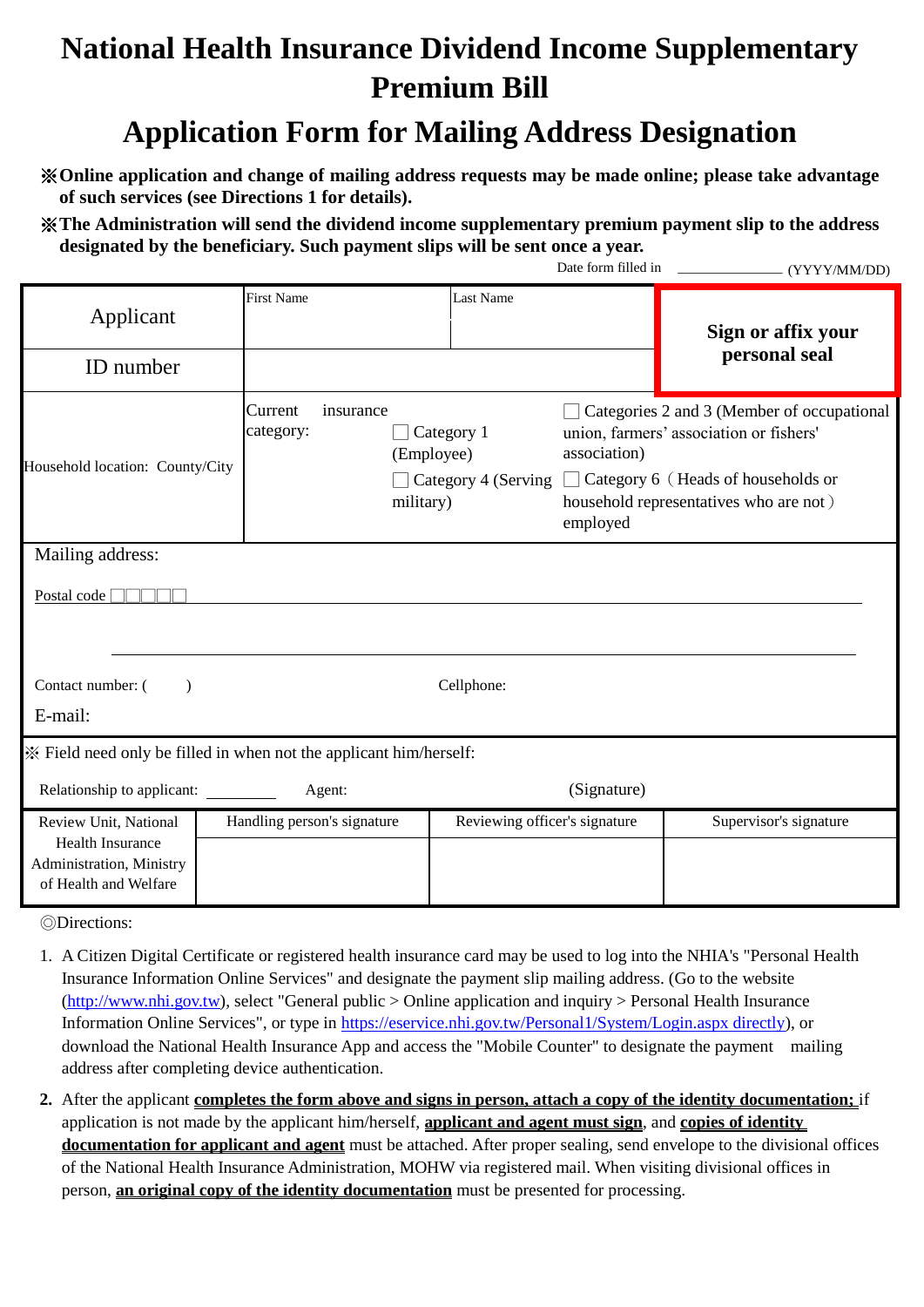# National Health Insurance Dividend Income Supplementary Premium Bill

# Application Form for Mailing Address Designation

**※Online application and change of mailing address requests may be made online; please take advantage of such services (see Directions 1 for details).**

**※The Administration will send the dividend income supplementary premium payment slip to the address designated by the beneficiary. Such payment slips will be sent once a year.**

Date form filled in ____________ (YYYY/MM/DD)

| Applicant | First Name | Last Name | **Sign or affix your personal seal** |
|---|---|---|---|
| ID number | | | |
| Household location: County/City | Current insurance category: | ☐ Category 1 (Employee)<br>☐ Category 4 (Serving military) | ☐ Categories 2 and 3 (Member of occupational union, farmers' association or fishers' association)<br>☐ Category 6（Heads of households or household representatives who are not）employed |

Mailing address:

Postal code □□□□□ ______________________________________________

______________________________________________

Contact number: (　　)　　　　Cellphone:

E-mail:

※ Field need only be filled in when not the applicant him/herself:

Relationship to applicant: ________　　Agent:　　　　(Signature)

| Review Unit, National Health Insurance Administration, Ministry of Health and Welfare | Handling person's signature | Reviewing officer's signature | Supervisor's signature |
|---|---|---|---|
| | | | |

◎Directions:

1. A Citizen Digital Certificate or registered health insurance card may be used to log into the NHIA's "Personal Health Insurance Information Online Services" and designate the payment slip mailing address. (Go to the website (http://www.nhi.gov.tw), select "General public > Online application and inquiry > Personal Health Insurance Information Online Services", or type in https://eservice.nhi.gov.tw/Personal1/System/Login.aspx directly), or download the National Health Insurance App and access the "Mobile Counter" to designate the payment mailing address after completing device authentication.
2. After the applicant **completes the form above and signs in person, attach a copy of the identity documentation;** if application is not made by the applicant him/herself, **applicant and agent must sign**, and **copies of identity documentation for applicant and agent** must be attached. After proper sealing, send envelope to the divisional offices of the National Health Insurance Administration, MOHW via registered mail. When visiting divisional offices in person, **an original copy of the identity documentation** must be presented for processing.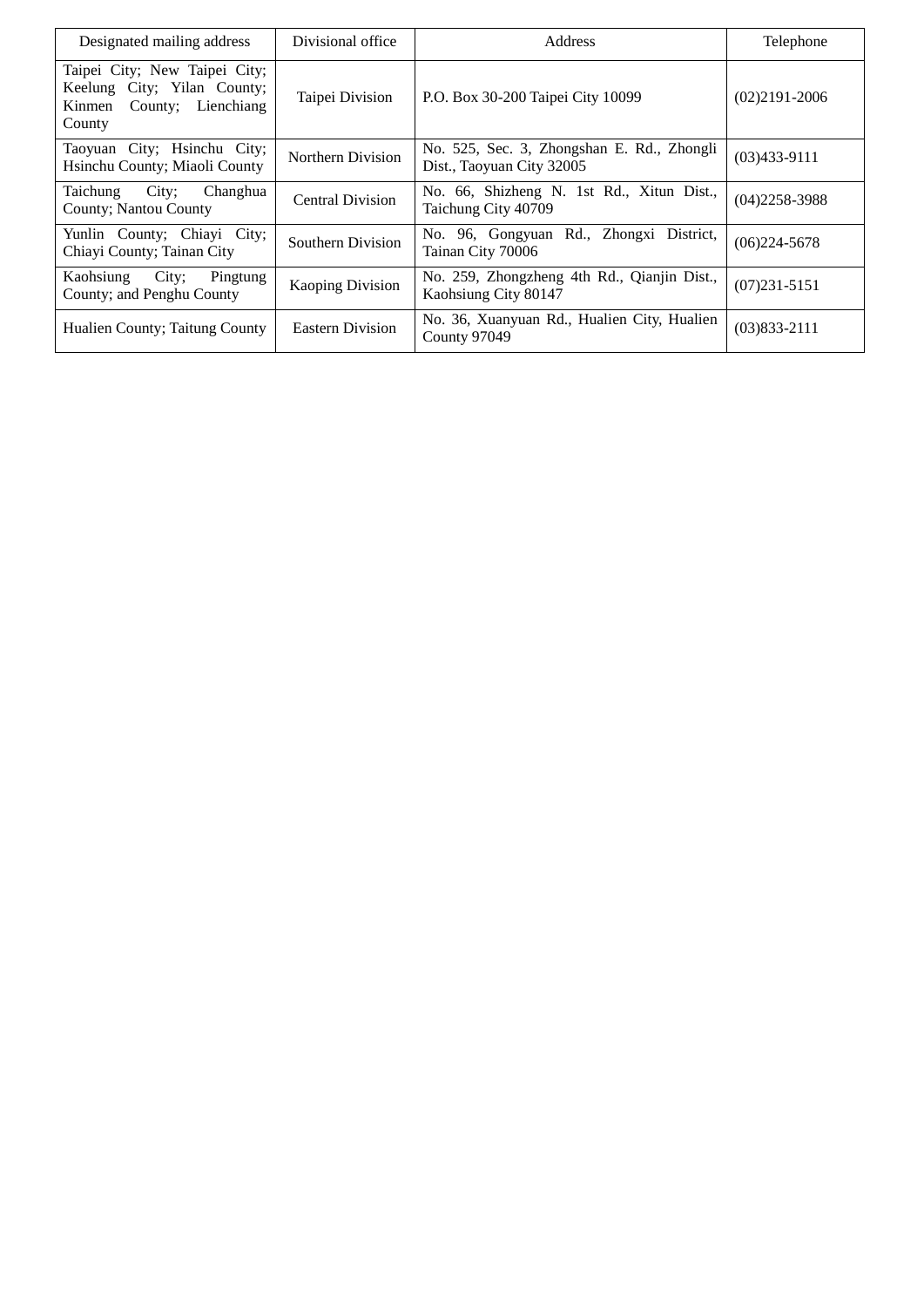| Designated mailing address | Divisional office | Address | Telephone |
|---|---|---|---|
| Taipei City; New Taipei City; Keelung City; Yilan County; Kinmen County; Lienchiang County | Taipei Division | P.O. Box 30-200 Taipei City 10099 | (02)2191-2006 |
| Taoyuan City; Hsinchu City; Hsinchu County; Miaoli County | Northern Division | No. 525, Sec. 3, Zhongshan E. Rd., Zhongli Dist., Taoyuan City 32005 | (03)433-9111 |
| Taichung City; Changhua County; Nantou County | Central Division | No. 66, Shizheng N. 1st Rd., Xitun Dist., Taichung City 40709 | (04)2258-3988 |
| Yunlin County; Chiayi City; Chiayi County; Tainan City | Southern Division | No. 96, Gongyuan Rd., Zhongxi District, Tainan City 70006 | (06)224-5678 |
| Kaohsiung City; Pingtung County; and Penghu County | Kaoping Division | No. 259, Zhongzheng 4th Rd., Qianjin Dist., Kaohsiung City 80147 | (07)231-5151 |
| Hualien County; Taitung County | Eastern Division | No. 36, Xuanyuan Rd., Hualien City, Hualien County 97049 | (03)833-2111 |